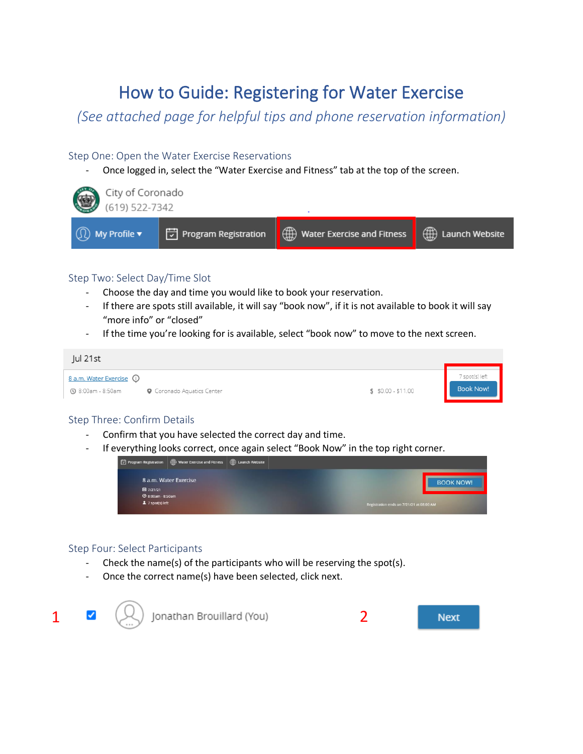# How to Guide: Registering for Water Exercise

*(See attached page for helpful tips and phone reservation information)*

## Step One: Open the Water Exercise Reservations

- Once logged in, select the "Water Exercise and Fitness" tab at the top of the screen.

City of Coronado
(619) 522-7342

My Profile ▾ | Program Registration | Water Exercise and Fitness | Launch Website

## Step Two: Select Day/Time Slot

- Choose the day and time you would like to book your reservation.
- If there are spots still available, it will say "book now", if it is not available to book it will say "more info" or "closed"
- If the time you're looking for is available, select "book now" to move to the next screen.

Jul 21st

8 a.m. Water Exercise
8:00am - 8:50am | Coronado Aquatics Center | $ $0.00 - $11.00 | 7 spot(s) left | Book Now!

## Step Three: Confirm Details

- Confirm that you have selected the correct day and time.
- If everything looks correct, once again select "Book Now" in the top right corner.

Program Registration | Water Exercise and Fitness | Launch Website

8 a.m. Water Exercise
7/21/21
8:00am - 8:50am
7 spot(s) left

BOOK NOW!

Registration ends on 7/21/21 at 08:00 AM

## Step Four: Select Participants

- Check the name(s) of the participants who will be reserving the spot(s).
- Once the correct name(s) have been selected, click next.

1 ☑ Jonathan Brouillard (You) 2 Next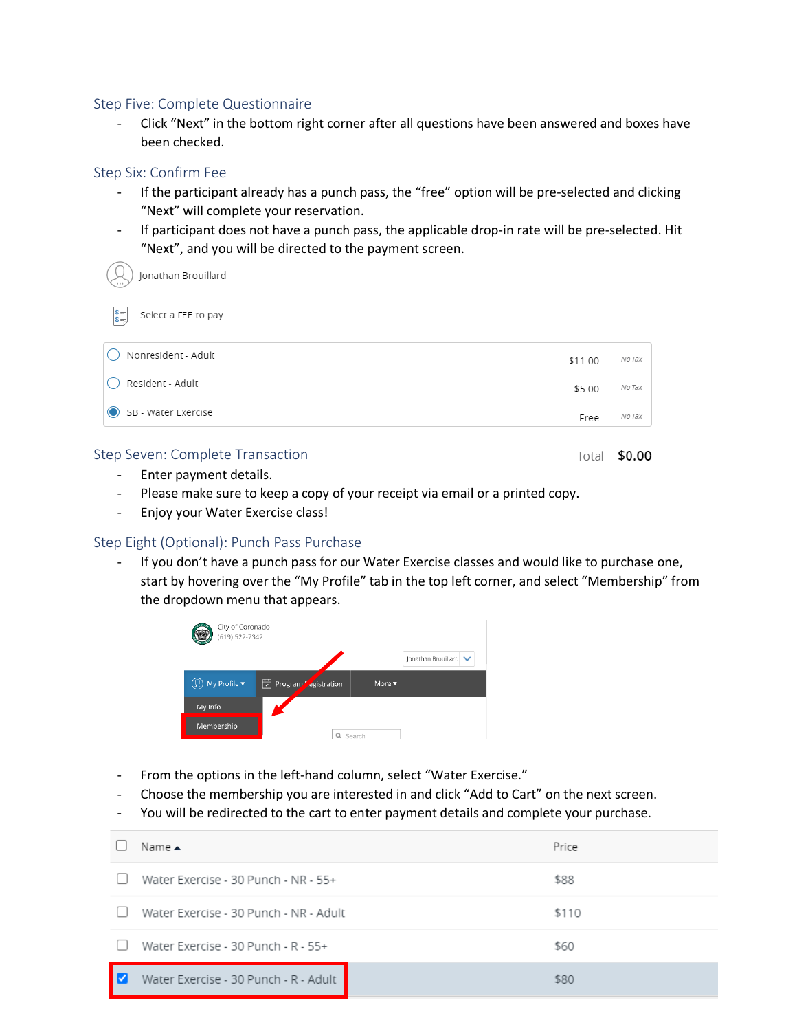### Step Five: Complete Questionnaire

- Click "Next" in the bottom right corner after all questions have been answered and boxes have been checked.

### Step Six: Confirm Fee

- If the participant already has a punch pass, the "free" option will be pre-selected and clicking "Next" will complete your reservation.
- If participant does not have a punch pass, the applicable drop-in rate will be pre-selected. Hit "Next", and you will be directed to the payment screen.

Jonathan Brouillard

Select a FEE to pay

| Fee | Price | Tax |
|---|---|---|
| Nonresident - Adult | $11.00 | No Tax |
| Resident - Adult | $5.00 | No Tax |
| SB - Water Exercise (selected) | Free | No Tax |

Total $0.00

### Step Seven: Complete Transaction

- Enter payment details.
- Please make sure to keep a copy of your receipt via email or a printed copy.
- Enjoy your Water Exercise class!

### Step Eight (Optional): Punch Pass Purchase

- If you don't have a punch pass for our Water Exercise classes and would like to purchase one, start by hovering over the "My Profile" tab in the top left corner, and select "Membership" from the dropdown menu that appears.

City of Coronado
(619) 522-7342

Jonathan Brouillard

My Profile ▾ | Program Registration | More ▾

My Info
Membership

- From the options in the left-hand column, select "Water Exercise."
- Choose the membership you are interested in and click "Add to Cart" on the next screen.
- You will be redirected to the cart to enter payment details and complete your purchase.

| Name ▲ | Price |
|---|---|
| Water Exercise - 30 Punch - NR - 55+ | $88 |
| Water Exercise - 30 Punch - NR - Adult | $110 |
| Water Exercise - 30 Punch - R - 55+ | $60 |
| Water Exercise - 30 Punch - R - Adult (selected) | $80 |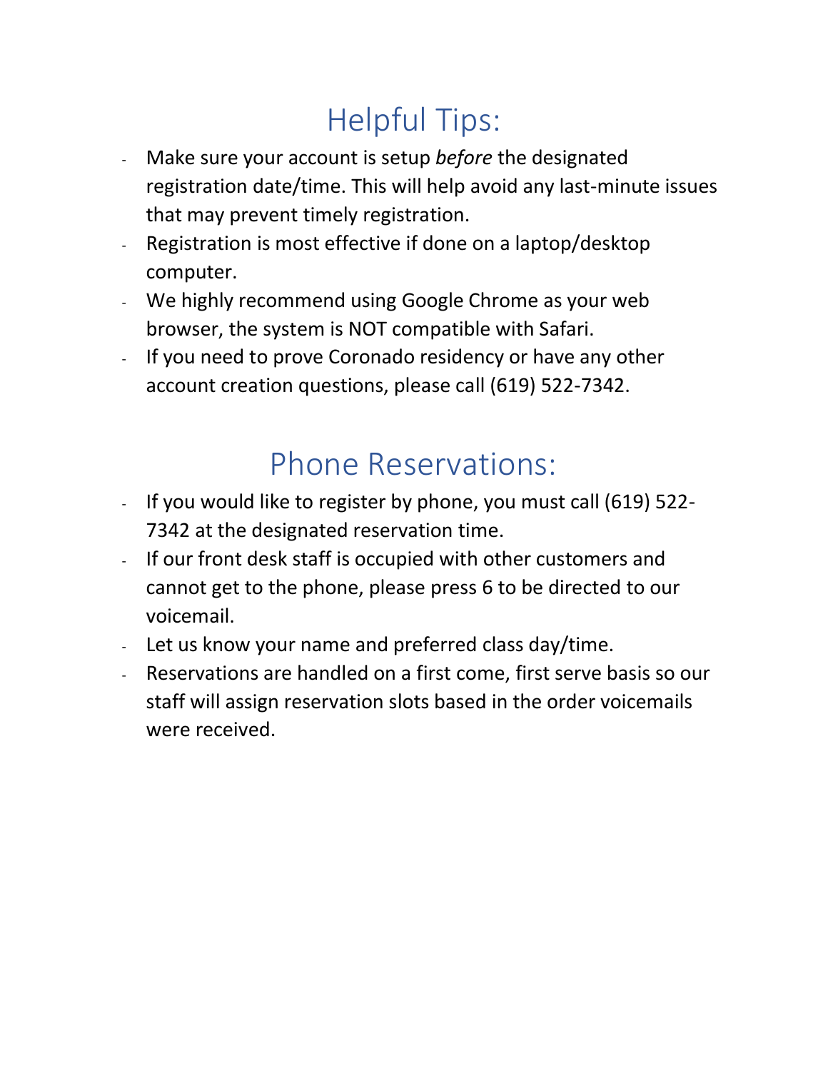## Helpful Tips:

- Make sure your account is setup *before* the designated registration date/time. This will help avoid any last-minute issues that may prevent timely registration.
- Registration is most effective if done on a laptop/desktop computer.
- We highly recommend using Google Chrome as your web browser, the system is NOT compatible with Safari.
- If you need to prove Coronado residency or have any other account creation questions, please call (619) 522-7342.

## Phone Reservations:

- If you would like to register by phone, you must call (619) 522-7342 at the designated reservation time.
- If our front desk staff is occupied with other customers and cannot get to the phone, please press 6 to be directed to our voicemail.
- Let us know your name and preferred class day/time.
- Reservations are handled on a first come, first serve basis so our staff will assign reservation slots based in the order voicemails were received.